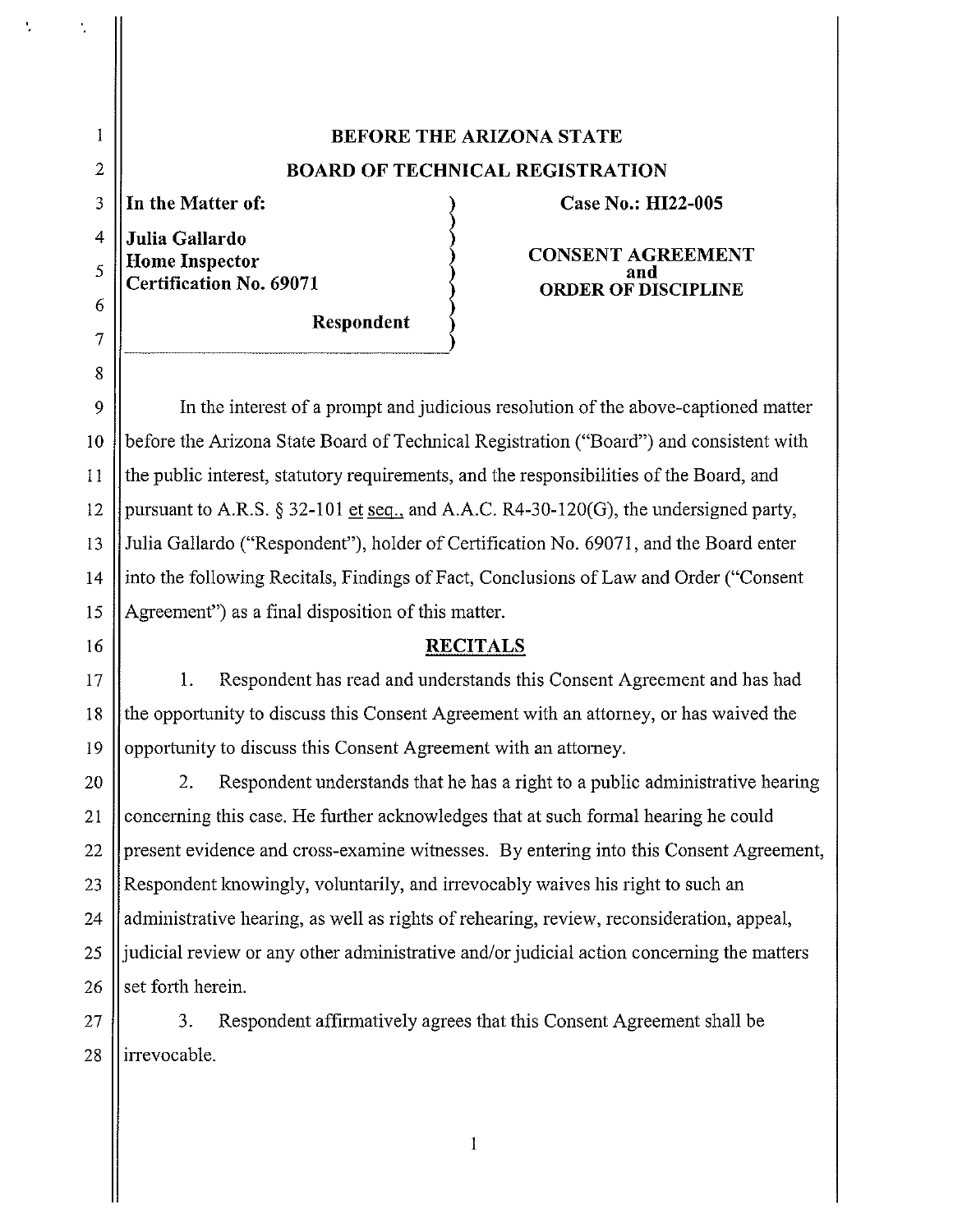**BEFORE THE ARIZONA STATE**

**BOARD OF TECHNICAL REGISTRATION**

| | |
|---|---|
| **In the Matter of:**<br><br>**Julia Gallardo**<br>**Home Inspector**<br>**Certification No. 69071**<br><br>**Respondent** | **Case No.: HI22-005**<br><br>**CONSENT AGREEMENT**<br>**and**<br>**ORDER OF DISCIPLINE** |

In the interest of a prompt and judicious resolution of the above-captioned matter before the Arizona State Board of Technical Registration ("Board") and consistent with the public interest, statutory requirements, and the responsibilities of the Board, and pursuant to A.R.S. § 32-101 et seq., and A.A.C. R4-30-120(G), the undersigned party, Julia Gallardo ("Respondent"), holder of Certification No. 69071, and the Board enter into the following Recitals, Findings of Fact, Conclusions of Law and Order ("Consent Agreement") as a final disposition of this matter.

## RECITALS

1. Respondent has read and understands this Consent Agreement and has had the opportunity to discuss this Consent Agreement with an attorney, or has waived the opportunity to discuss this Consent Agreement with an attorney.

2. Respondent understands that he has a right to a public administrative hearing concerning this case. He further acknowledges that at such formal hearing he could present evidence and cross-examine witnesses. By entering into this Consent Agreement, Respondent knowingly, voluntarily, and irrevocably waives his right to such an administrative hearing, as well as rights of rehearing, review, reconsideration, appeal, judicial review or any other administrative and/or judicial action concerning the matters set forth herein.

3. Respondent affirmatively agrees that this Consent Agreement shall be irrevocable.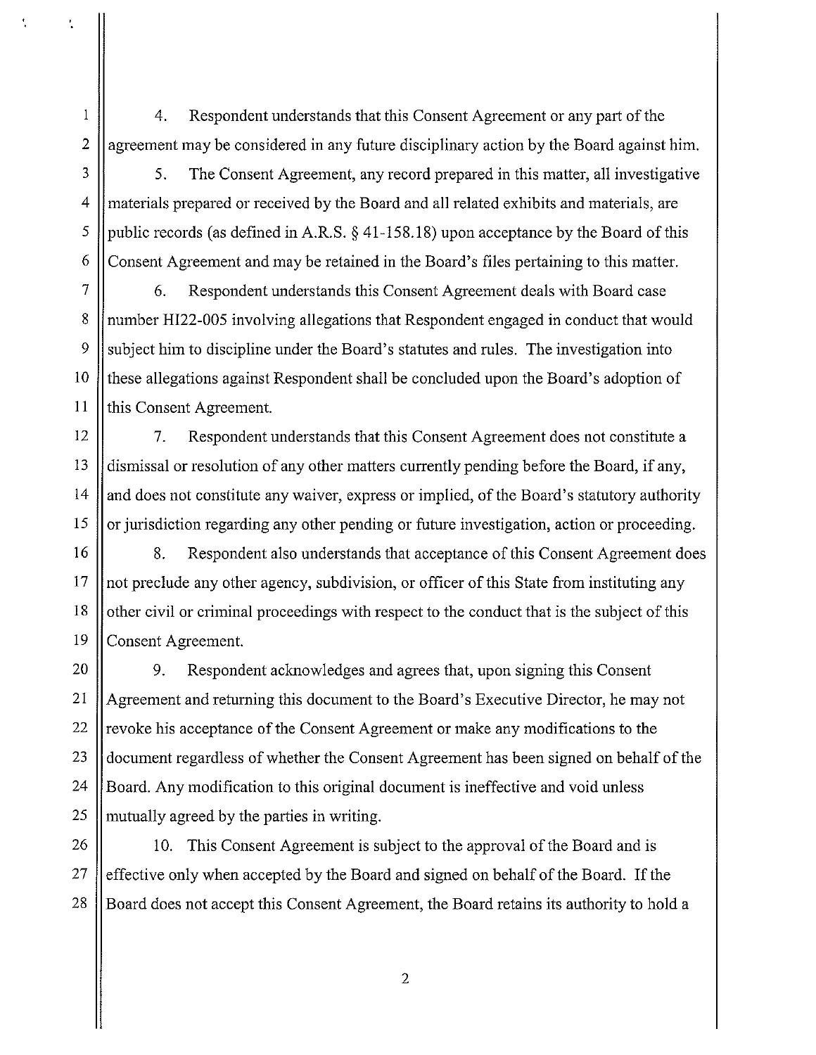4. Respondent understands that this Consent Agreement or any part of the agreement may be considered in any future disciplinary action by the Board against him.

5. The Consent Agreement, any record prepared in this matter, all investigative materials prepared or received by the Board and all related exhibits and materials, are public records (as defined in A.R.S. § 41-158.18) upon acceptance by the Board of this Consent Agreement and may be retained in the Board's files pertaining to this matter.

6. Respondent understands this Consent Agreement deals with Board case number HI22-005 involving allegations that Respondent engaged in conduct that would subject him to discipline under the Board's statutes and rules. The investigation into these allegations against Respondent shall be concluded upon the Board's adoption of this Consent Agreement.

7. Respondent understands that this Consent Agreement does not constitute a dismissal or resolution of any other matters currently pending before the Board, if any, and does not constitute any waiver, express or implied, of the Board's statutory authority or jurisdiction regarding any other pending or future investigation, action or proceeding.

8. Respondent also understands that acceptance of this Consent Agreement does not preclude any other agency, subdivision, or officer of this State from instituting any other civil or criminal proceedings with respect to the conduct that is the subject of this Consent Agreement.

9. Respondent acknowledges and agrees that, upon signing this Consent Agreement and returning this document to the Board's Executive Director, he may not revoke his acceptance of the Consent Agreement or make any modifications to the document regardless of whether the Consent Agreement has been signed on behalf of the Board. Any modification to this original document is ineffective and void unless mutually agreed by the parties in writing.

10. This Consent Agreement is subject to the approval of the Board and is effective only when accepted by the Board and signed on behalf of the Board. If the Board does not accept this Consent Agreement, the Board retains its authority to hold a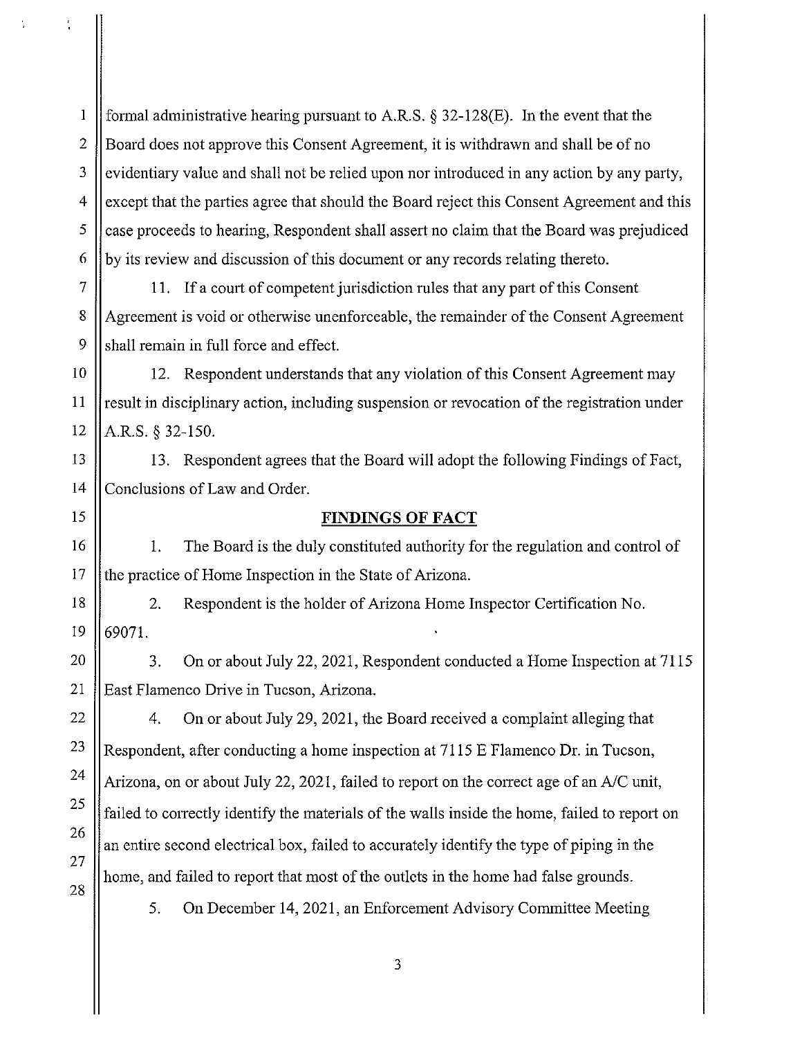formal administrative hearing pursuant to A.R.S. § 32-128(E). In the event that the Board does not approve this Consent Agreement, it is withdrawn and shall be of no evidentiary value and shall not be relied upon nor introduced in any action by any party, except that the parties agree that should the Board reject this Consent Agreement and this case proceeds to hearing, Respondent shall assert no claim that the Board was prejudiced by its review and discussion of this document or any records relating thereto.

11. If a court of competent jurisdiction rules that any part of this Consent Agreement is void or otherwise unenforceable, the remainder of the Consent Agreement shall remain in full force and effect.

12. Respondent understands that any violation of this Consent Agreement may result in disciplinary action, including suspension or revocation of the registration under A.R.S. § 32-150.

13. Respondent agrees that the Board will adopt the following Findings of Fact, Conclusions of Law and Order.

## FINDINGS OF FACT

1. The Board is the duly constituted authority for the regulation and control of the practice of Home Inspection in the State of Arizona.

2. Respondent is the holder of Arizona Home Inspector Certification No. 69071.

3. On or about July 22, 2021, Respondent conducted a Home Inspection at 7115 East Flamenco Drive in Tucson, Arizona.

4. On or about July 29, 2021, the Board received a complaint alleging that Respondent, after conducting a home inspection at 7115 E Flamenco Dr. in Tucson, Arizona, on or about July 22, 2021, failed to report on the correct age of an A/C unit, failed to correctly identify the materials of the walls inside the home, failed to report on an entire second electrical box, failed to accurately identify the type of piping in the home, and failed to report that most of the outlets in the home had false grounds.

5. On December 14, 2021, an Enforcement Advisory Committee Meeting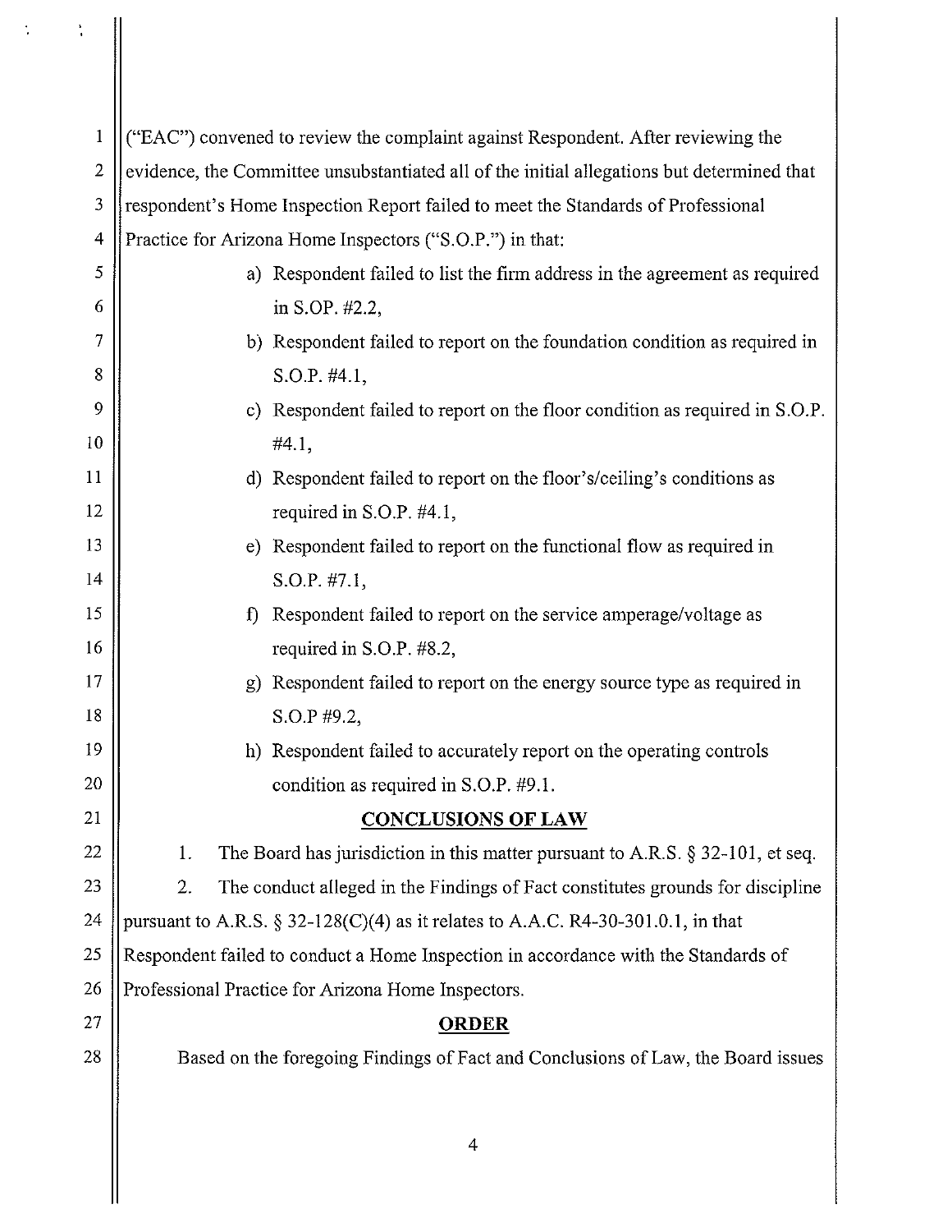("EAC") convened to review the complaint against Respondent. After reviewing the evidence, the Committee unsubstantiated all of the initial allegations but determined that respondent's Home Inspection Report failed to meet the Standards of Professional Practice for Arizona Home Inspectors ("S.O.P.") in that:

a) Respondent failed to list the firm address in the agreement as required in S.OP. #2.2,

b) Respondent failed to report on the foundation condition as required in S.O.P. #4.1,

c) Respondent failed to report on the floor condition as required in S.O.P. #4.1,

d) Respondent failed to report on the floor's/ceiling's conditions as required in S.O.P. #4.1,

e) Respondent failed to report on the functional flow as required in S.O.P. #7.1,

f) Respondent failed to report on the service amperage/voltage as required in S.O.P. #8.2,

g) Respondent failed to report on the energy source type as required in S.O.P #9.2,

h) Respondent failed to accurately report on the operating controls condition as required in S.O.P. #9.1.

## CONCLUSIONS OF LAW

1. The Board has jurisdiction in this matter pursuant to A.R.S. § 32-101, et seq.

2. The conduct alleged in the Findings of Fact constitutes grounds for discipline pursuant to A.R.S. § 32-128(C)(4) as it relates to A.A.C. R4-30-301.0.1, in that Respondent failed to conduct a Home Inspection in accordance with the Standards of Professional Practice for Arizona Home Inspectors.

## ORDER

Based on the foregoing Findings of Fact and Conclusions of Law, the Board issues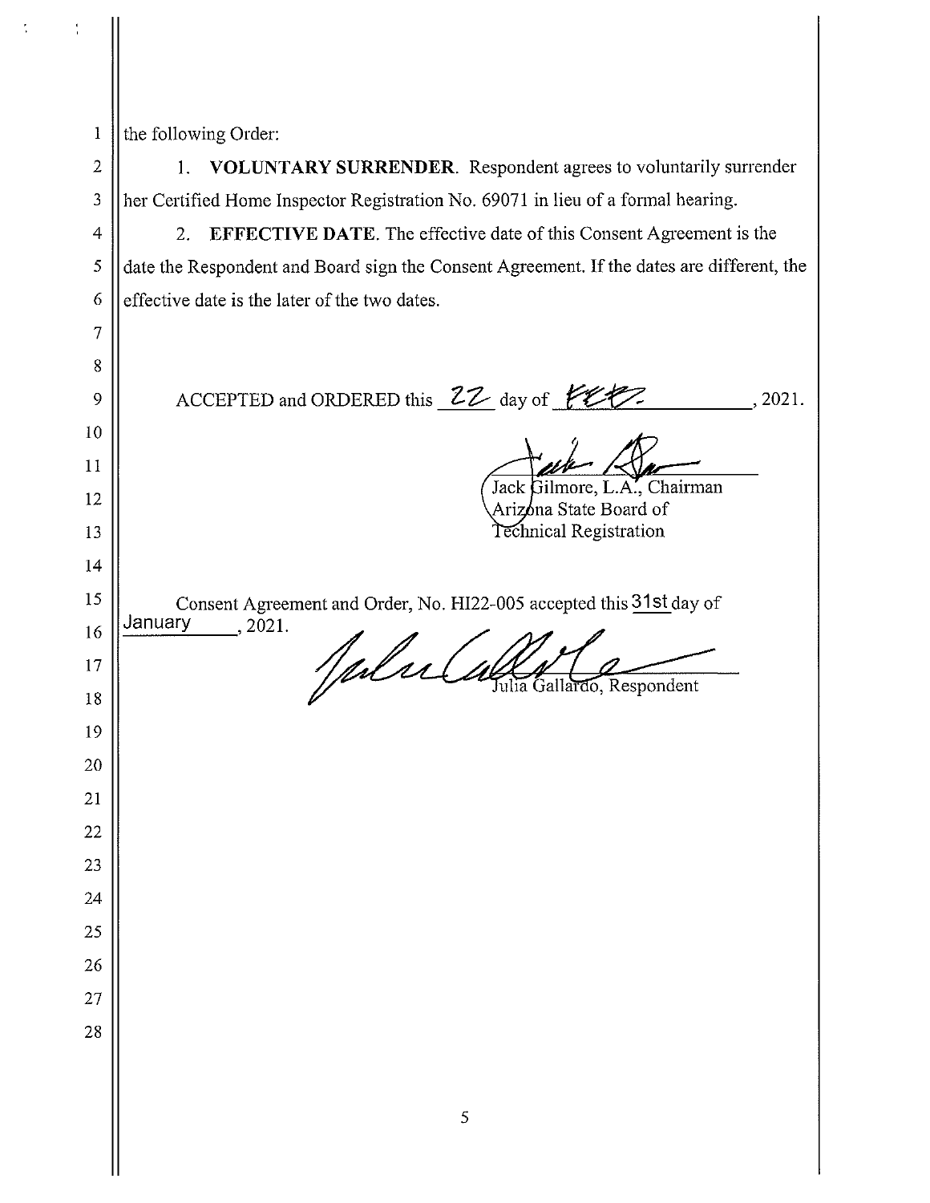the following Order:

1. **VOLUNTARY SURRENDER**. Respondent agrees to voluntarily surrender her Certified Home Inspector Registration No. 69071 in lieu of a formal hearing.

2. **EFFECTIVE DATE**. The effective date of this Consent Agreement is the date the Respondent and Board sign the Consent Agreement. If the dates are different, the effective date is the later of the two dates.

ACCEPTED and ORDERED this 22 day of FEB, 2021.

Jack Gilmore, L.A., Chairman
Arizona State Board of
Technical Registration

Consent Agreement and Order, No. HI22-005 accepted this 31st day of January, 2021.

Julia Gallardo, Respondent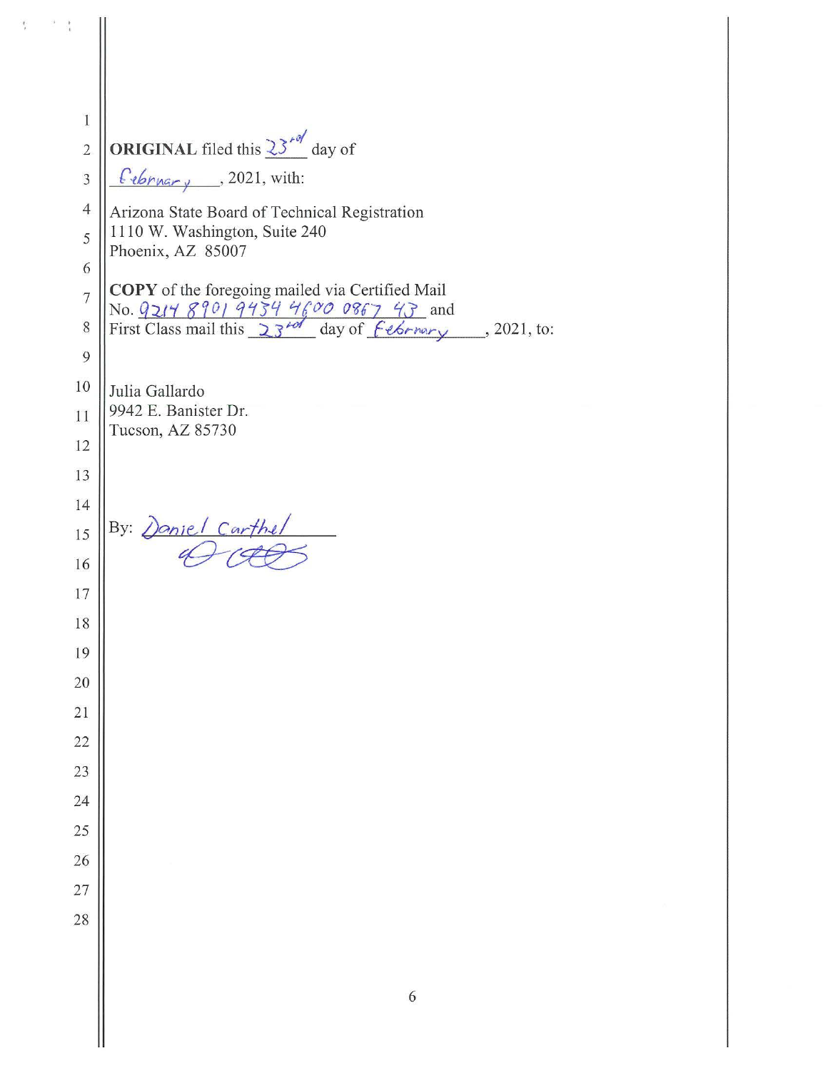**ORIGINAL** filed this 23rd day of February, 2021, with:

Arizona State Board of Technical Registration
1110 W. Washington, Suite 240
Phoenix, AZ 85007

**COPY** of the foregoing mailed via Certified Mail
No. 9214 8901 9434 4600 0867 43 and
First Class mail this 23rd day of February, 2021, to:

Julia Gallardo
9942 E. Banister Dr.
Tucson, AZ 85730

By: Daniel Carthel